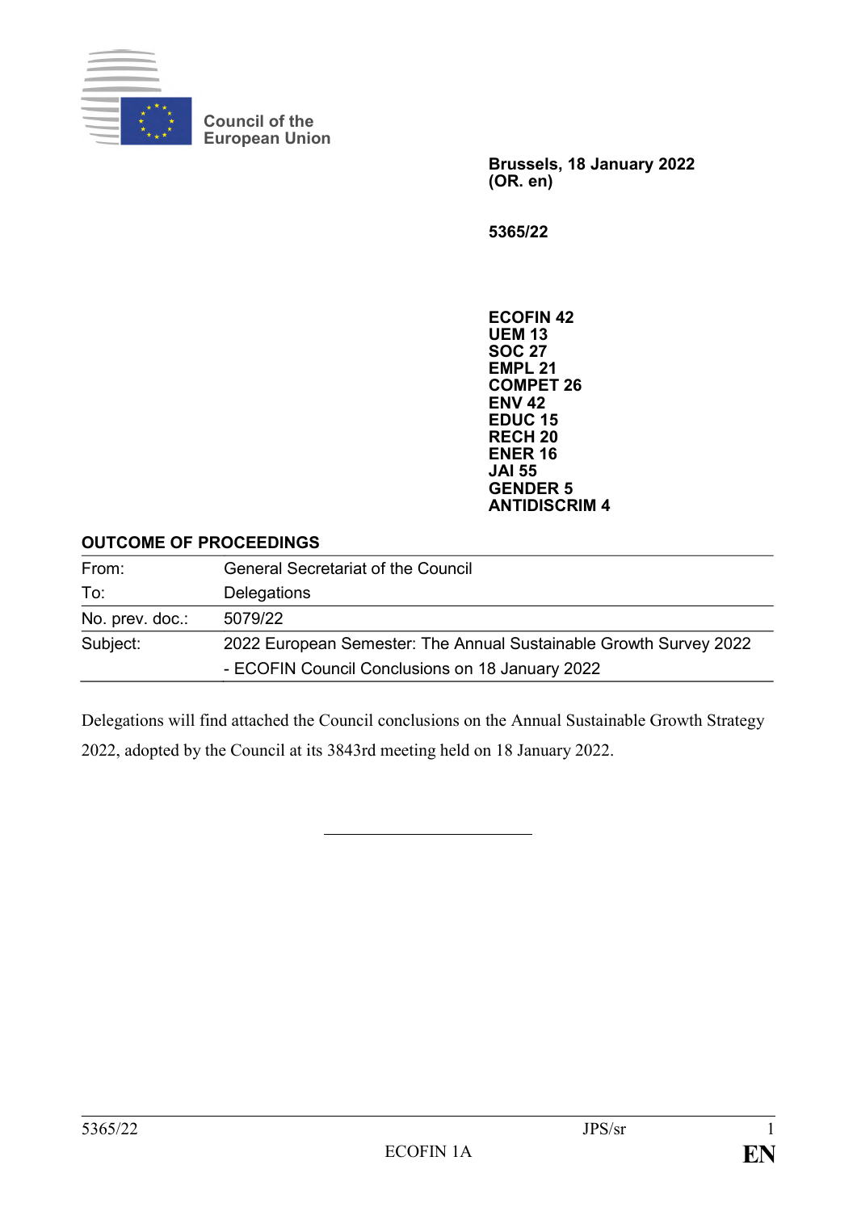Council of the European Union

**Brussels, 18 January 2022**
**(OR. en)**

**5365/22**

**ECOFIN 42**
**UEM 13**
**SOC 27**
**EMPL 21**
**COMPET 26**
**ENV 42**
**EDUC 15**
**RECH 20**
**ENER 16**
**JAI 55**
**GENDER 5**
**ANTIDISCRIM 4**

**OUTCOME OF PROCEEDINGS**

| | |
|---|---|
| From: | General Secretariat of the Council |
| To: | Delegations |
| No. prev. doc.: | 5079/22 |
| Subject: | 2022 European Semester: The Annual Sustainable Growth Survey 2022<br>- ECOFIN Council Conclusions on 18 January 2022 |

Delegations will find attached the Council conclusions on the Annual Sustainable Growth Strategy 2022, adopted by the Council at its 3843rd meeting held on 18 January 2022.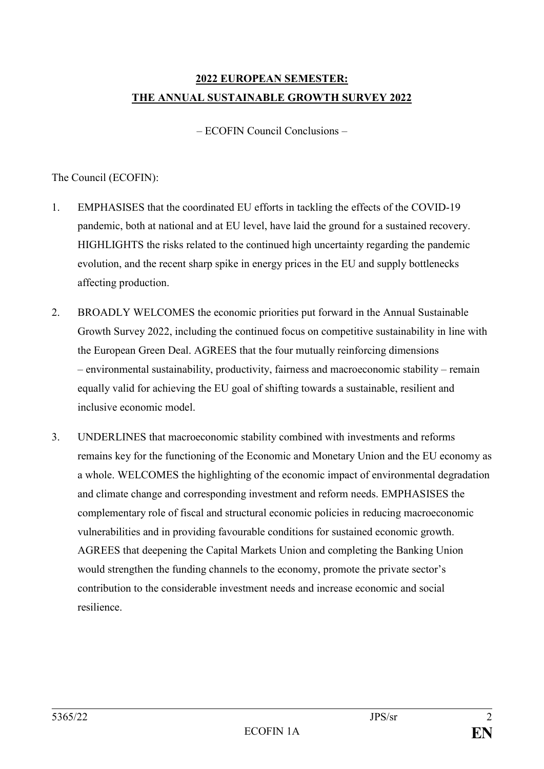**2022 EUROPEAN SEMESTER:**
**THE ANNUAL SUSTAINABLE GROWTH SURVEY 2022**

– ECOFIN Council Conclusions –

The Council (ECOFIN):

1. EMPHASISES that the coordinated EU efforts in tackling the effects of the COVID-19 pandemic, both at national and at EU level, have laid the ground for a sustained recovery. HIGHLIGHTS the risks related to the continued high uncertainty regarding the pandemic evolution, and the recent sharp spike in energy prices in the EU and supply bottlenecks affecting production.

2. BROADLY WELCOMES the economic priorities put forward in the Annual Sustainable Growth Survey 2022, including the continued focus on competitive sustainability in line with the European Green Deal. AGREES that the four mutually reinforcing dimensions – environmental sustainability, productivity, fairness and macroeconomic stability – remain equally valid for achieving the EU goal of shifting towards a sustainable, resilient and inclusive economic model.

3. UNDERLINES that macroeconomic stability combined with investments and reforms remains key for the functioning of the Economic and Monetary Union and the EU economy as a whole. WELCOMES the highlighting of the economic impact of environmental degradation and climate change and corresponding investment and reform needs. EMPHASISES the complementary role of fiscal and structural economic policies in reducing macroeconomic vulnerabilities and in providing favourable conditions for sustained economic growth. AGREES that deepening the Capital Markets Union and completing the Banking Union would strengthen the funding channels to the economy, promote the private sector's contribution to the considerable investment needs and increase economic and social resilience.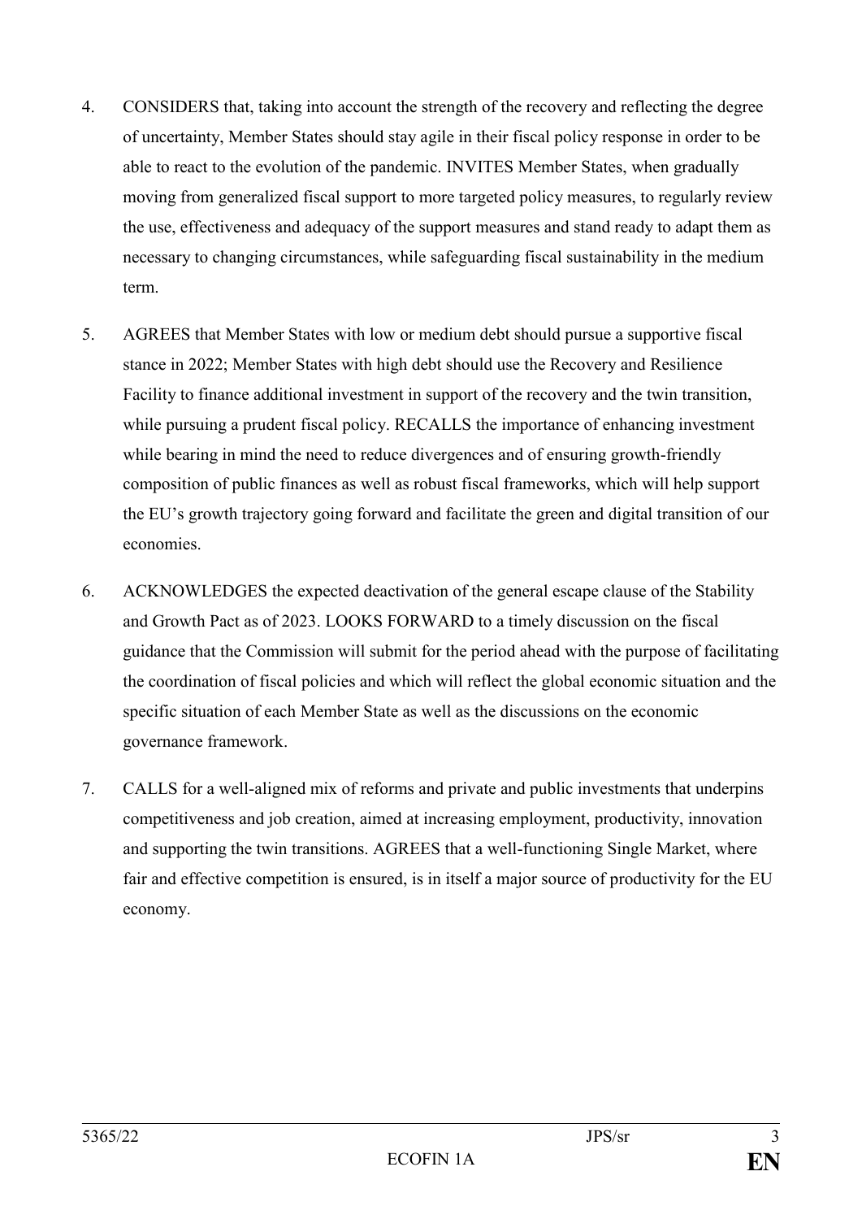4. CONSIDERS that, taking into account the strength of the recovery and reflecting the degree of uncertainty, Member States should stay agile in their fiscal policy response in order to be able to react to the evolution of the pandemic. INVITES Member States, when gradually moving from generalized fiscal support to more targeted policy measures, to regularly review the use, effectiveness and adequacy of the support measures and stand ready to adapt them as necessary to changing circumstances, while safeguarding fiscal sustainability in the medium term.

5. AGREES that Member States with low or medium debt should pursue a supportive fiscal stance in 2022; Member States with high debt should use the Recovery and Resilience Facility to finance additional investment in support of the recovery and the twin transition, while pursuing a prudent fiscal policy. RECALLS the importance of enhancing investment while bearing in mind the need to reduce divergences and of ensuring growth-friendly composition of public finances as well as robust fiscal frameworks, which will help support the EU's growth trajectory going forward and facilitate the green and digital transition of our economies.

6. ACKNOWLEDGES the expected deactivation of the general escape clause of the Stability and Growth Pact as of 2023. LOOKS FORWARD to a timely discussion on the fiscal guidance that the Commission will submit for the period ahead with the purpose of facilitating the coordination of fiscal policies and which will reflect the global economic situation and the specific situation of each Member State as well as the discussions on the economic governance framework.

7. CALLS for a well-aligned mix of reforms and private and public investments that underpins competitiveness and job creation, aimed at increasing employment, productivity, innovation and supporting the twin transitions. AGREES that a well-functioning Single Market, where fair and effective competition is ensured, is in itself a major source of productivity for the EU economy.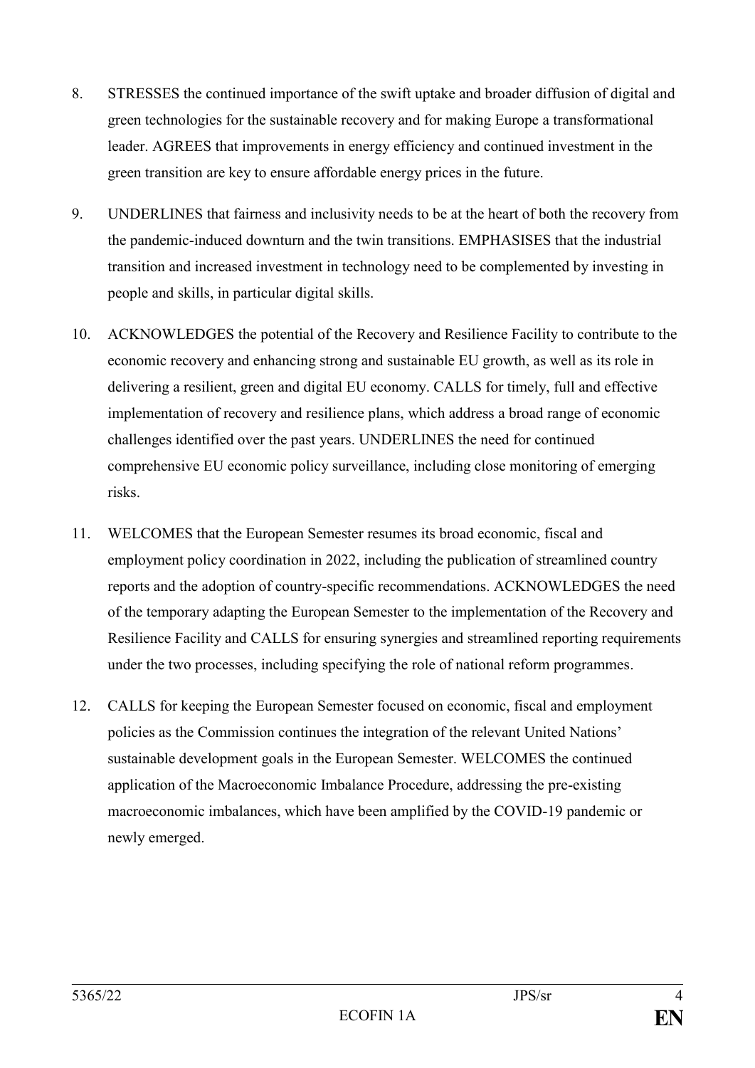8. STRESSES the continued importance of the swift uptake and broader diffusion of digital and green technologies for the sustainable recovery and for making Europe a transformational leader. AGREES that improvements in energy efficiency and continued investment in the green transition are key to ensure affordable energy prices in the future.

9. UNDERLINES that fairness and inclusivity needs to be at the heart of both the recovery from the pandemic-induced downturn and the twin transitions. EMPHASISES that the industrial transition and increased investment in technology need to be complemented by investing in people and skills, in particular digital skills.

10. ACKNOWLEDGES the potential of the Recovery and Resilience Facility to contribute to the economic recovery and enhancing strong and sustainable EU growth, as well as its role in delivering a resilient, green and digital EU economy. CALLS for timely, full and effective implementation of recovery and resilience plans, which address a broad range of economic challenges identified over the past years. UNDERLINES the need for continued comprehensive EU economic policy surveillance, including close monitoring of emerging risks.

11. WELCOMES that the European Semester resumes its broad economic, fiscal and employment policy coordination in 2022, including the publication of streamlined country reports and the adoption of country-specific recommendations. ACKNOWLEDGES the need of the temporary adapting the European Semester to the implementation of the Recovery and Resilience Facility and CALLS for ensuring synergies and streamlined reporting requirements under the two processes, including specifying the role of national reform programmes.

12. CALLS for keeping the European Semester focused on economic, fiscal and employment policies as the Commission continues the integration of the relevant United Nations' sustainable development goals in the European Semester. WELCOMES the continued application of the Macroeconomic Imbalance Procedure, addressing the pre-existing macroeconomic imbalances, which have been amplified by the COVID-19 pandemic or newly emerged.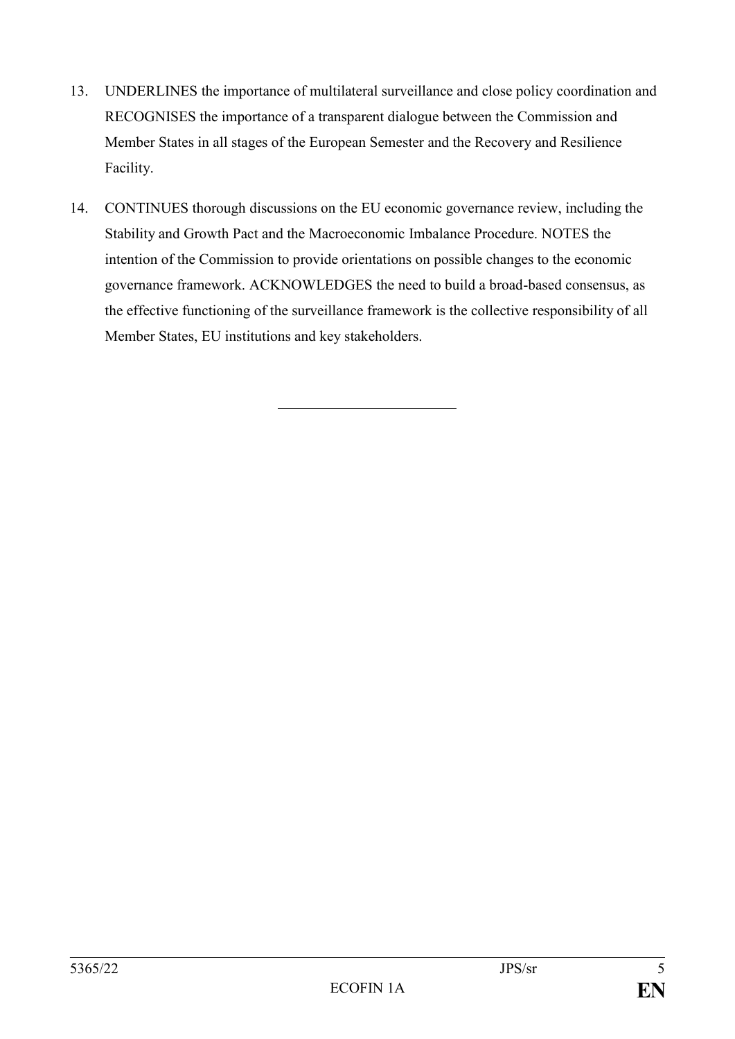13. UNDERLINES the importance of multilateral surveillance and close policy coordination and RECOGNISES the importance of a transparent dialogue between the Commission and Member States in all stages of the European Semester and the Recovery and Resilience Facility.

14. CONTINUES thorough discussions on the EU economic governance review, including the Stability and Growth Pact and the Macroeconomic Imbalance Procedure. NOTES the intention of the Commission to provide orientations on possible changes to the economic governance framework. ACKNOWLEDGES the need to build a broad-based consensus, as the effective functioning of the surveillance framework is the collective responsibility of all Member States, EU institutions and key stakeholders.